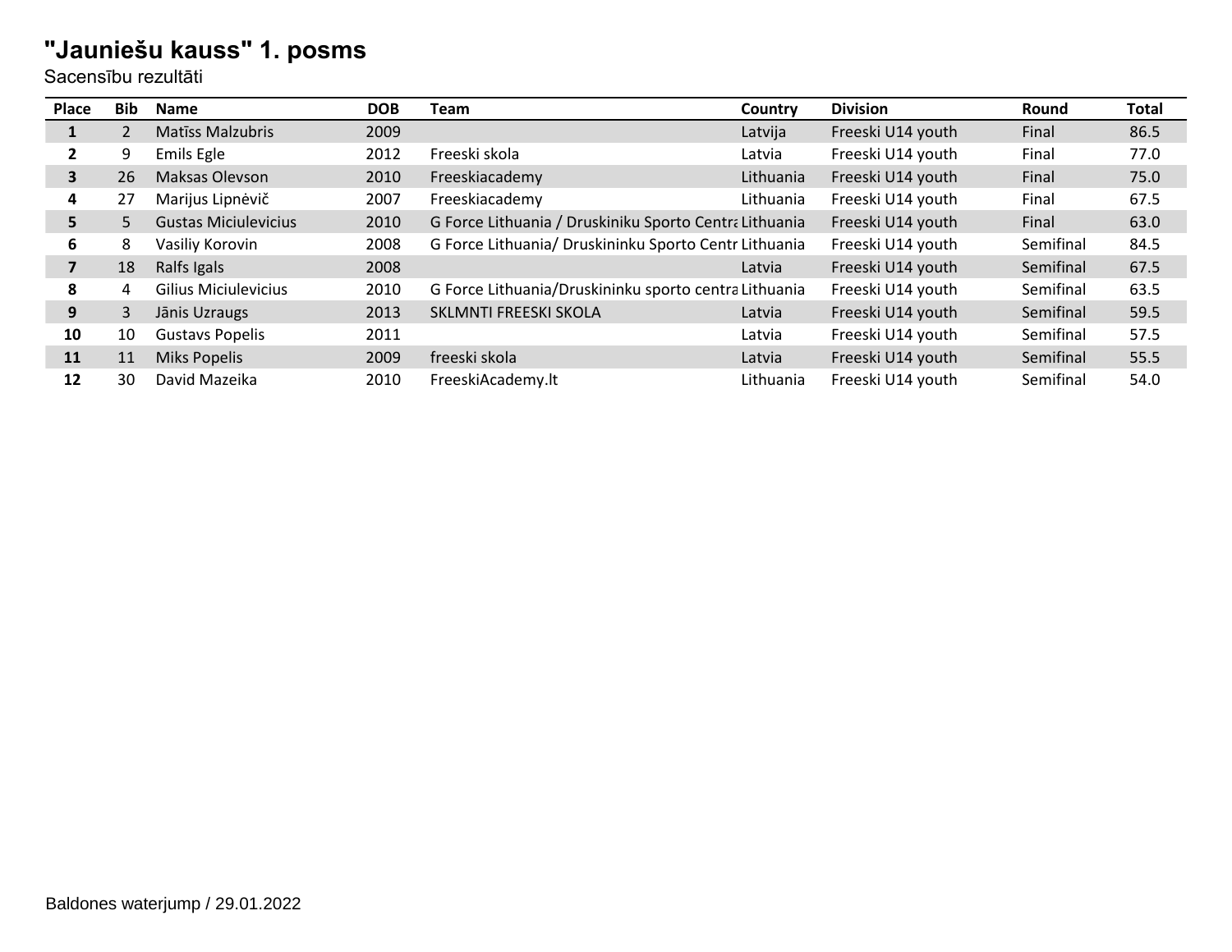# "Jauniešu kauss" 1. posms

Sacensību rezultāti

| Place | Bib | Name | DOB | Team | Country | Division | Round | Total |
|---|---|---|---|---|---|---|---|---|
| **1** | 2 | Matīss Malzubris | 2009 | | Latvija | Freeski U14 youth | Final | 86.5 |
| **2** | 9 | Emils Egle | 2012 | Freeski skola | Latvia | Freeski U14 youth | Final | 77.0 |
| **3** | 26 | Maksas Olevson | 2010 | Freeskiacademy | Lithuania | Freeski U14 youth | Final | 75.0 |
| **4** | 27 | Marijus Lipnėvič | 2007 | Freeskiacademy | Lithuania | Freeski U14 youth | Final | 67.5 |
| **5** | 5 | Gustas Miciulevicius | 2010 | G Force Lithuania / Druskiniku Sporto Centra | Lithuania | Freeski U14 youth | Final | 63.0 |
| **6** | 8 | Vasiliy Korovin | 2008 | G Force Lithuania/ Druskininku Sporto Centr | Lithuania | Freeski U14 youth | Semifinal | 84.5 |
| **7** | 18 | Ralfs Igals | 2008 | | Latvia | Freeski U14 youth | Semifinal | 67.5 |
| **8** | 4 | Gilius Miciulevicius | 2010 | G Force Lithuania/Druskininku sporto centra | Lithuania | Freeski U14 youth | Semifinal | 63.5 |
| **9** | 3 | Jānis Uzraugs | 2013 | SKLMNTI FREESKI SKOLA | Latvia | Freeski U14 youth | Semifinal | 59.5 |
| **10** | 10 | Gustavs Popelis | 2011 | | Latvia | Freeski U14 youth | Semifinal | 57.5 |
| **11** | 11 | Miks Popelis | 2009 | freeski skola | Latvia | Freeski U14 youth | Semifinal | 55.5 |
| **12** | 30 | David Mazeika | 2010 | FreeskiAcademy.lt | Lithuania | Freeski U14 youth | Semifinal | 54.0 |

Baldones waterjump / 29.01.2022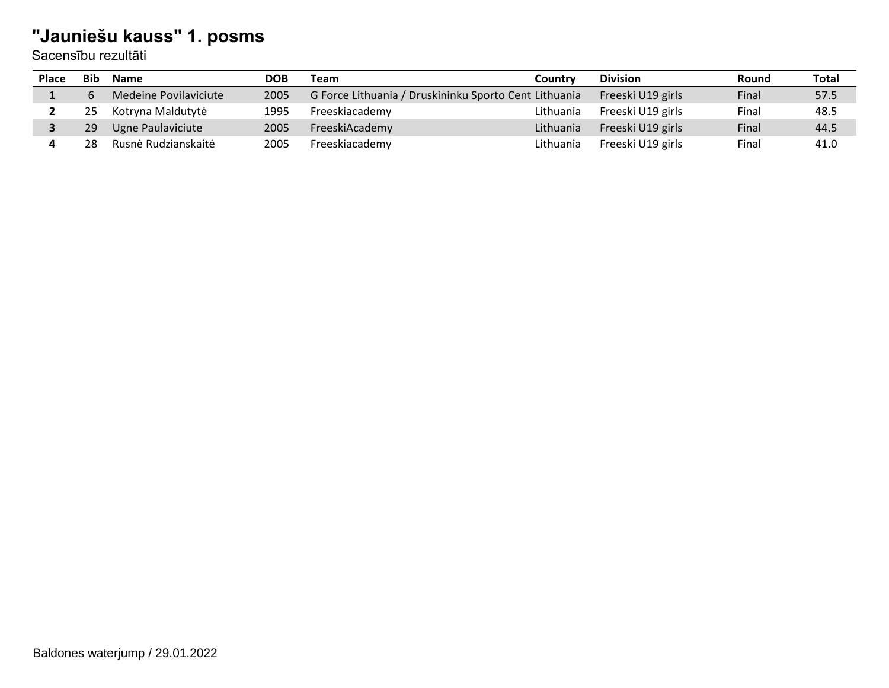# "Jauniešu kauss" 1. posms

Sacensību rezultāti

| Place | Bib | Name | DOB | Team | Country | Division | Round | Total |
|---|---|---|---|---|---|---|---|---|
| **1** | 6 | Medeine Povilaviciute | 2005 | G Force Lithuania / Druskininku Sporto Cent | Lithuania | Freeski U19 girls | Final | 57.5 |
| **2** | 25 | Kotryna Maldutytė | 1995 | Freeskiacademy | Lithuania | Freeski U19 girls | Final | 48.5 |
| **3** | 29 | Ugne Paulaviciute | 2005 | FreeskiAcademy | Lithuania | Freeski U19 girls | Final | 44.5 |
| **4** | 28 | Rusnė Rudzianskaitė | 2005 | Freeskiacademy | Lithuania | Freeski U19 girls | Final | 41.0 |

Baldones waterjump / 29.01.2022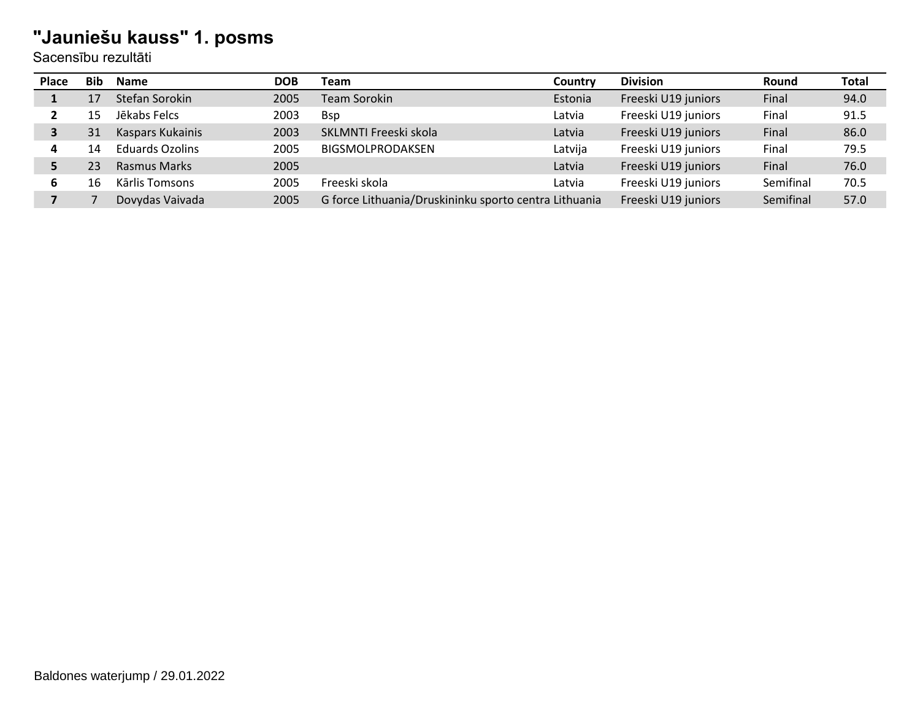# "Jauniešu kauss" 1. posms

Sacensību rezultāti

| Place | Bib | Name | DOB | Team | Country | Division | Round | Total |
|---|---|---|---|---|---|---|---|---|
| **1** | 17 | Stefan Sorokin | 2005 | Team Sorokin | Estonia | Freeski U19 juniors | Final | 94.0 |
| **2** | 15 | Jēkabs Felcs | 2003 | Bsp | Latvia | Freeski U19 juniors | Final | 91.5 |
| **3** | 31 | Kaspars Kukainis | 2003 | SKLMNTI Freeski skola | Latvia | Freeski U19 juniors | Final | 86.0 |
| **4** | 14 | Eduards Ozolins | 2005 | BIGSMOLPRODAKSEN | Latvija | Freeski U19 juniors | Final | 79.5 |
| **5** | 23 | Rasmus Marks | 2005 | | Latvia | Freeski U19 juniors | Final | 76.0 |
| **6** | 16 | Kārlis Tomsons | 2005 | Freeski skola | Latvia | Freeski U19 juniors | Semifinal | 70.5 |
| **7** | 7 | Dovydas Vaivada | 2005 | G force Lithuania/Druskininku sporto centra | Lithuania | Freeski U19 juniors | Semifinal | 57.0 |

Baldones waterjump / 29.01.2022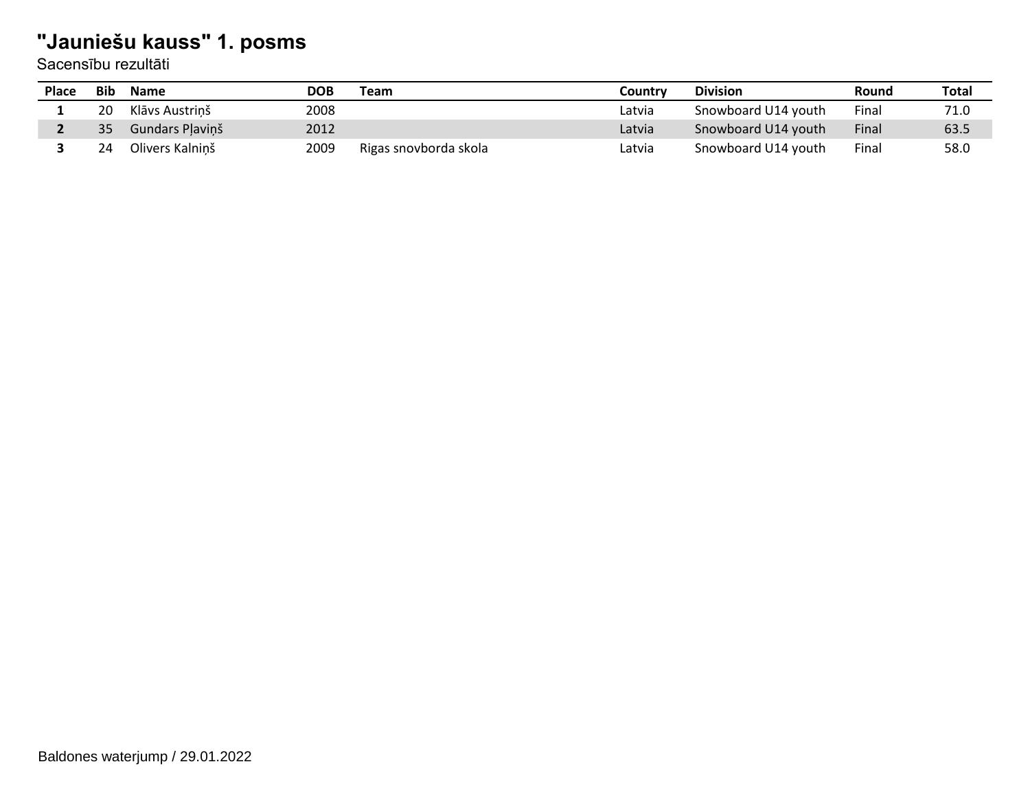# "Jauniešu kauss" 1. posms

Sacensību rezultāti

| Place | Bib | Name | DOB | Team | Country | Division | Round | Total |
|---|---|---|---|---|---|---|---|---|
| **1** | 20 | Klāvs Austriņš | 2008 | | Latvia | Snowboard U14 youth | Final | 71.0 |
| **2** | 35 | Gundars Pļaviņš | 2012 | | Latvia | Snowboard U14 youth | Final | 63.5 |
| **3** | 24 | Olivers Kalniņš | 2009 | Rigas snovborda skola | Latvia | Snowboard U14 youth | Final | 58.0 |

Baldones waterjump / 29.01.2022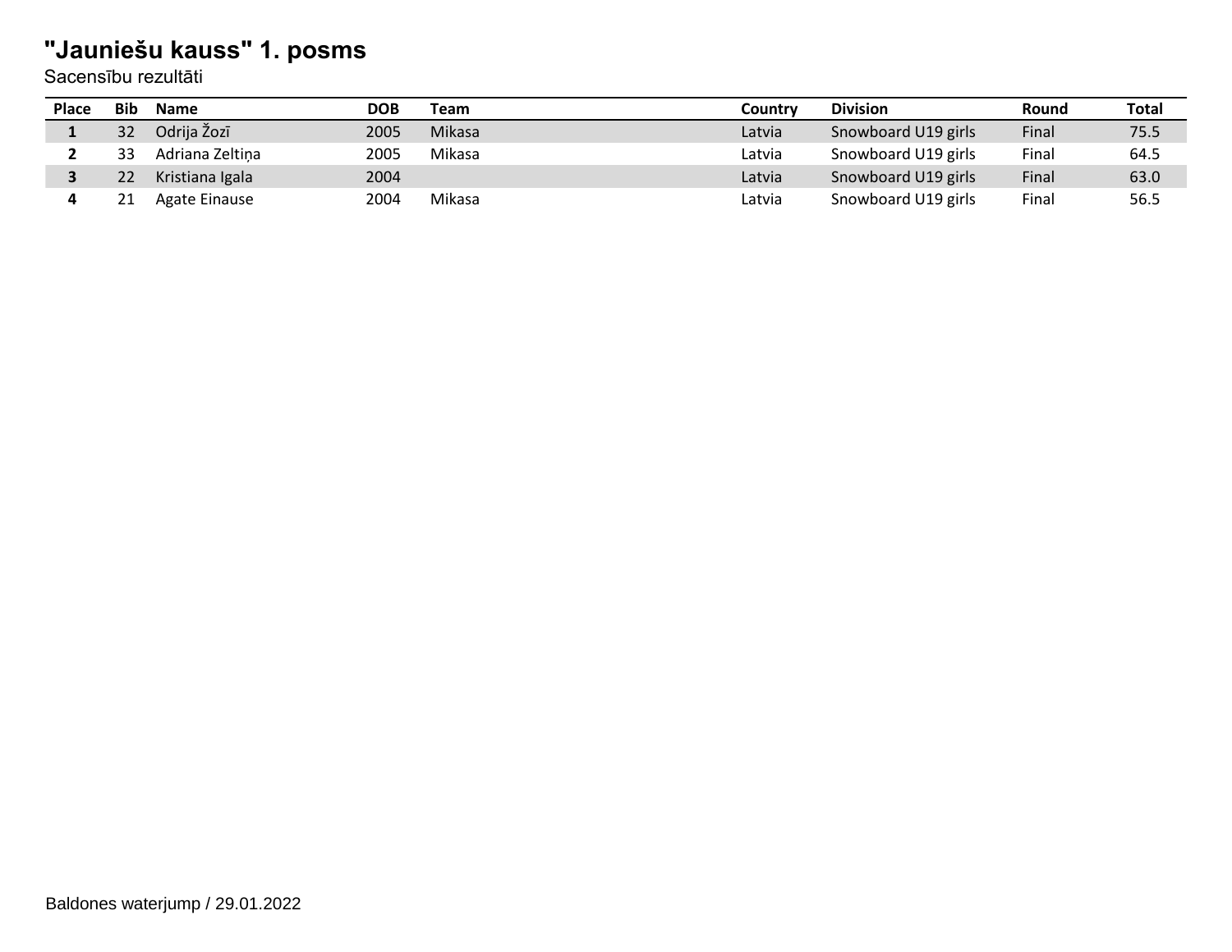# "Jauniešu kauss" 1. posms

Sacensību rezultāti

| Place | Bib | Name | DOB | Team | Country | Division | Round | Total |
|---|---|---|---|---|---|---|---|---|
| **1** | 32 | Odrija Žozī | 2005 | Mikasa | Latvia | Snowboard U19 girls | Final | 75.5 |
| **2** | 33 | Adriana Zeltiņa | 2005 | Mikasa | Latvia | Snowboard U19 girls | Final | 64.5 |
| **3** | 22 | Kristiana Igala | 2004 | | Latvia | Snowboard U19 girls | Final | 63.0 |
| **4** | 21 | Agate Einause | 2004 | Mikasa | Latvia | Snowboard U19 girls | Final | 56.5 |

Baldones waterjump / 29.01.2022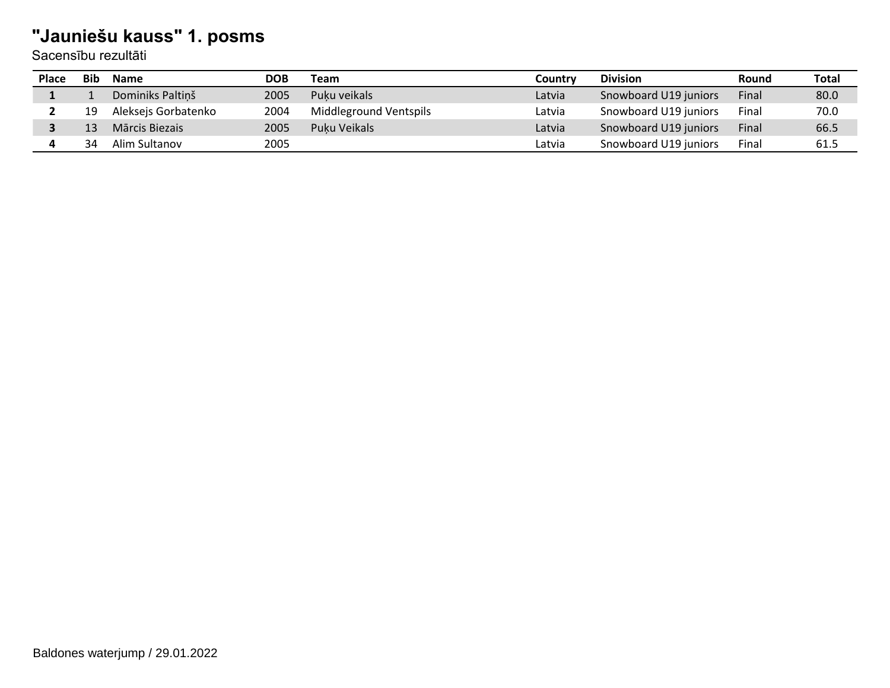# "Jauniešu kauss" 1. posms

Sacensību rezultāti

| Place | Bib | Name | DOB | Team | Country | Division | Round | Total |
|---|---|---|---|---|---|---|---|---|
| **1** | 1 | Dominiks Paltiņš | 2005 | Puķu veikals | Latvia | Snowboard U19 juniors | Final | 80.0 |
| **2** | 19 | Aleksejs Gorbatenko | 2004 | Middleground Ventspils | Latvia | Snowboard U19 juniors | Final | 70.0 |
| **3** | 13 | Mārcis Biezais | 2005 | Puķu Veikals | Latvia | Snowboard U19 juniors | Final | 66.5 |
| **4** | 34 | Alim Sultanov | 2005 | | Latvia | Snowboard U19 juniors | Final | 61.5 |

Baldones waterjump / 29.01.2022